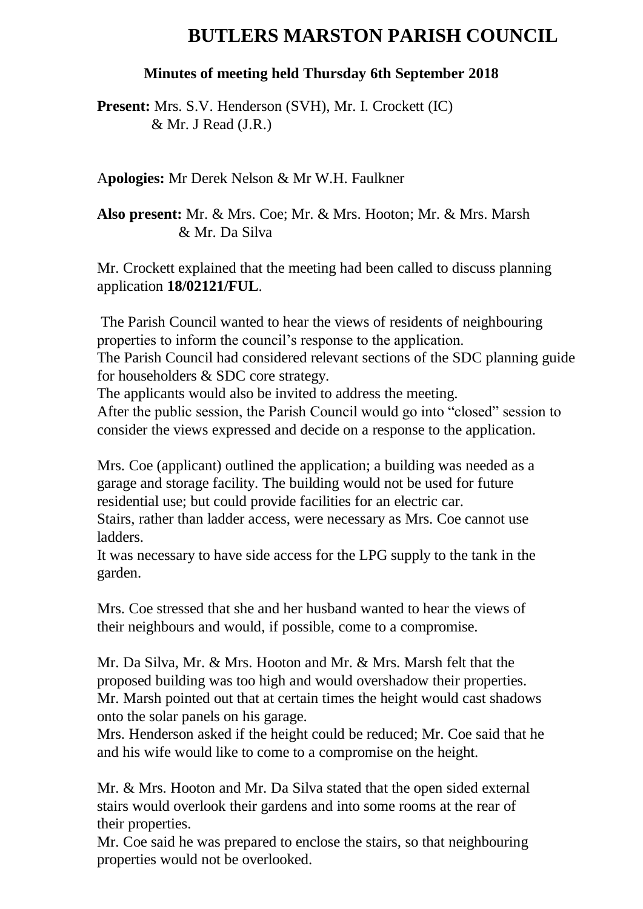# BUTLERS MARSTON PARISH COUNCIL

## Minutes of meeting held Thursday 6th September 2018

**Present:** Mrs. S.V. Henderson (SVH), Mr. I. Crockett (IC) & Mr. J Read (J.R.)

A**pologies:** Mr Derek Nelson & Mr W.H. Faulkner

**Also present:** Mr. & Mrs. Coe; Mr. & Mrs. Hooton; Mr. & Mrs. Marsh & Mr. Da Silva

Mr. Crockett explained that the meeting had been called to discuss planning application **18/02121/FUL**.

The Parish Council wanted to hear the views of residents of neighbouring properties to inform the council's response to the application.
The Parish Council had considered relevant sections of the SDC planning guide for householders & SDC core strategy.
The applicants would also be invited to address the meeting.
After the public session, the Parish Council would go into "closed" session to consider the views expressed and decide on a response to the application.

Mrs. Coe (applicant) outlined the application; a building was needed as a garage and storage facility. The building would not be used for future residential use; but could provide facilities for an electric car.
Stairs, rather than ladder access, were necessary as Mrs. Coe cannot use ladders.
It was necessary to have side access for the LPG supply to the tank in the garden.

Mrs. Coe stressed that she and her husband wanted to hear the views of their neighbours and would, if possible, come to a compromise.

Mr. Da Silva, Mr. & Mrs. Hooton and Mr. & Mrs. Marsh felt that the proposed building was too high and would overshadow their properties.
Mr. Marsh pointed out that at certain times the height would cast shadows onto the solar panels on his garage.
Mrs. Henderson asked if the height could be reduced; Mr. Coe said that he and his wife would like to come to a compromise on the height.

Mr. & Mrs. Hooton and Mr. Da Silva stated that the open sided external stairs would overlook their gardens and into some rooms at the rear of their properties.
Mr. Coe said he was prepared to enclose the stairs, so that neighbouring properties would not be overlooked.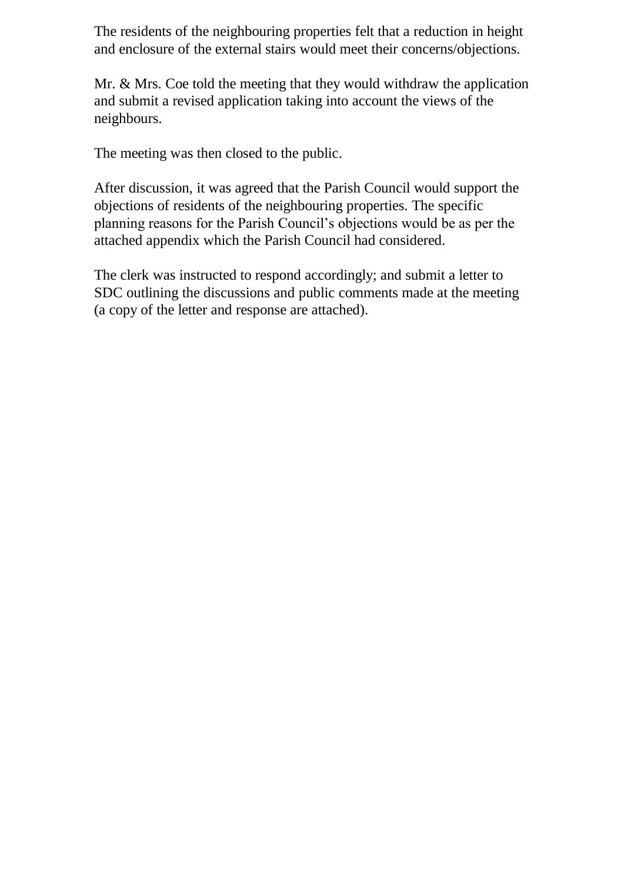The residents of the neighbouring properties felt that a reduction in height and enclosure of the external stairs would meet their concerns/objections.

Mr. & Mrs. Coe told the meeting that they would withdraw the application and submit a revised application taking into account the views of the neighbours.

The meeting was then closed to the public.

After discussion, it was agreed that the Parish Council would support the objections of residents of the neighbouring properties. The specific planning reasons for the Parish Council's objections would be as per the attached appendix which the Parish Council had considered.

The clerk was instructed to respond accordingly; and submit a letter to SDC outlining the discussions and public comments made at the meeting (a copy of the letter and response are attached).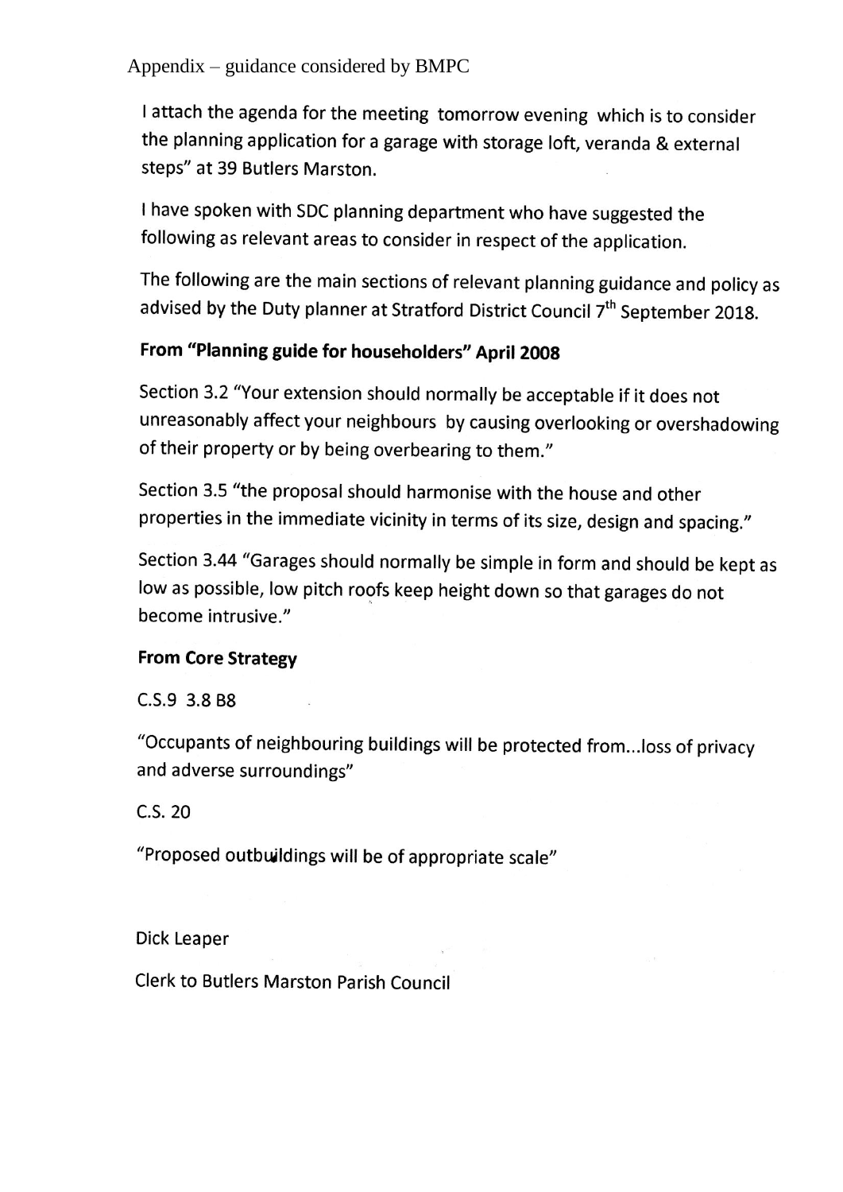Appendix – guidance considered by BMPC

I attach the agenda for the meeting tomorrow evening which is to consider the planning application for a garage with storage loft, veranda & external steps" at 39 Butlers Marston.

I have spoken with SDC planning department who have suggested the following as relevant areas to consider in respect of the application.

The following are the main sections of relevant planning guidance and policy as advised by the Duty planner at Stratford District Council 7th September 2018.

**From "Planning guide for householders" April 2008**

Section 3.2 "Your extension should normally be acceptable if it does not unreasonably affect your neighbours by causing overlooking or overshadowing of their property or by being overbearing to them."

Section 3.5 "the proposal should harmonise with the house and other properties in the immediate vicinity in terms of its size, design and spacing."

Section 3.44 "Garages should normally be simple in form and should be kept as low as possible, low pitch roofs keep height down so that garages do not become intrusive."

**From Core Strategy**

C.S.9 3.8 B8

"Occupants of neighbouring buildings will be protected from...loss of privacy and adverse surroundings"

C.S. 20

"Proposed outbuildings will be of appropriate scale"

Dick Leaper

Clerk to Butlers Marston Parish Council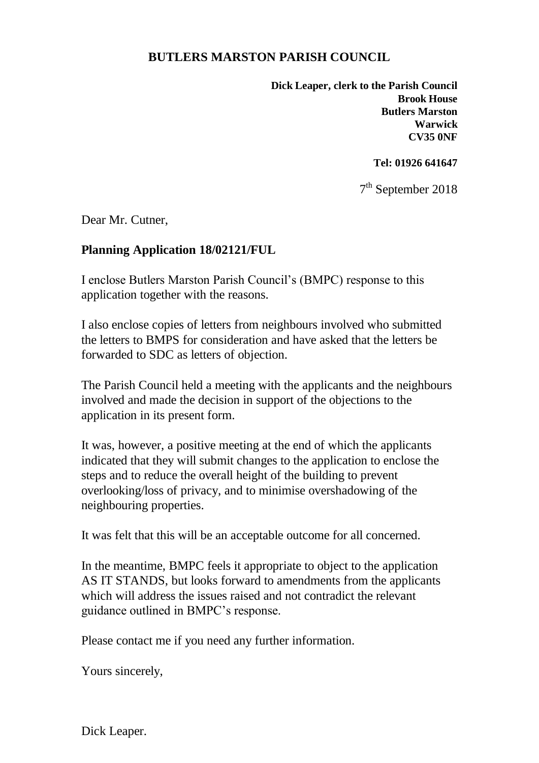# BUTLERS MARSTON PARISH COUNCIL

**Dick Leaper, clerk to the Parish Council**
**Brook House**
**Butlers Marston**
**Warwick**
**CV35 0NF**

**Tel: 01926 641647**

7th September 2018

Dear Mr. Cutner,

**Planning Application 18/02121/FUL**

I enclose Butlers Marston Parish Council's (BMPC) response to this application together with the reasons.

I also enclose copies of letters from neighbours involved who submitted the letters to BMPS for consideration and have asked that the letters be forwarded to SDC as letters of objection.

The Parish Council held a meeting with the applicants and the neighbours involved and made the decision in support of the objections to the application in its present form.

It was, however, a positive meeting at the end of which the applicants indicated that they will submit changes to the application to enclose the steps and to reduce the overall height of the building to prevent overlooking/loss of privacy, and to minimise overshadowing of the neighbouring properties.

It was felt that this will be an acceptable outcome for all concerned.

In the meantime, BMPC feels it appropriate to object to the application AS IT STANDS, but looks forward to amendments from the applicants which will address the issues raised and not contradict the relevant guidance outlined in BMPC's response.

Please contact me if you need any further information.

Yours sincerely,

Dick Leaper.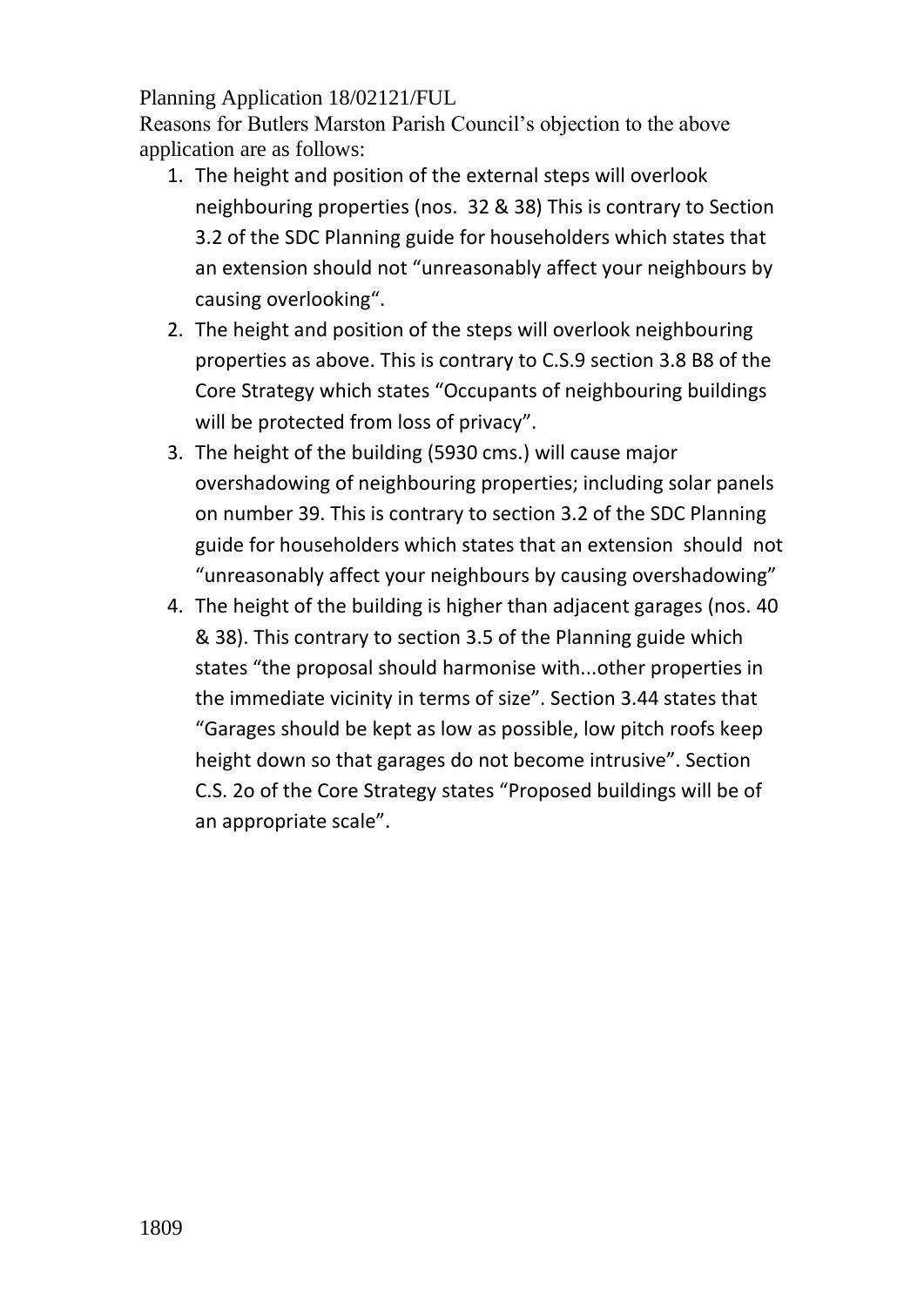Planning Application 18/02121/FUL

Reasons for Butlers Marston Parish Council's objection to the above application are as follows:

1. The height and position of the external steps will overlook neighbouring properties (nos. 32 & 38) This is contrary to Section 3.2 of the SDC Planning guide for householders which states that an extension should not "unreasonably affect your neighbours by causing overlooking".
2. The height and position of the steps will overlook neighbouring properties as above. This is contrary to C.S.9 section 3.8 B8 of the Core Strategy which states "Occupants of neighbouring buildings will be protected from loss of privacy".
3. The height of the building (5930 cms.) will cause major overshadowing of neighbouring properties; including solar panels on number 39. This is contrary to section 3.2 of the SDC Planning guide for householders which states that an extension should not "unreasonably affect your neighbours by causing overshadowing"
4. The height of the building is higher than adjacent garages (nos. 40 & 38). This contrary to section 3.5 of the Planning guide which states "the proposal should harmonise with...other properties in the immediate vicinity in terms of size". Section 3.44 states that "Garages should be kept as low as possible, low pitch roofs keep height down so that garages do not become intrusive". Section C.S. 2o of the Core Strategy states "Proposed buildings will be of an appropriate scale".

1809